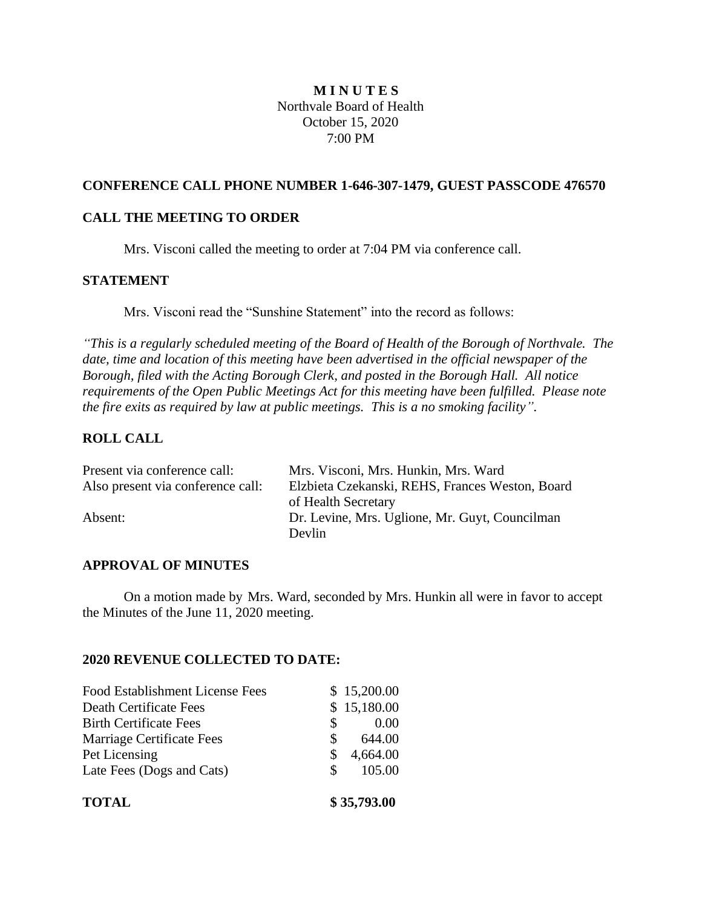**M I N U T E S**

Northvale Board of Health
October 15, 2020
7:00 PM

## CONFERENCE CALL PHONE NUMBER 1-646-307-1479, GUEST PASSCODE 476570

## CALL THE MEETING TO ORDER

Mrs. Visconi called the meeting to order at 7:04 PM via conference call.

## STATEMENT

Mrs. Visconi read the "Sunshine Statement" into the record as follows:

*"This is a regularly scheduled meeting of the Board of Health of the Borough of Northvale. The date, time and location of this meeting have been advertised in the official newspaper of the Borough, filed with the Acting Borough Clerk, and posted in the Borough Hall. All notice requirements of the Open Public Meetings Act for this meeting have been fulfilled. Please note the fire exits as required by law at public meetings. This is a no smoking facility".*

## ROLL CALL

| | |
|---|---|
| Present via conference call: | Mrs. Visconi, Mrs. Hunkin, Mrs. Ward |
| Also present via conference call: | Elzbieta Czekanski, REHS, Frances Weston, Board of Health Secretary |
| Absent: | Dr. Levine, Mrs. Uglione, Mr. Guyt, Councilman Devlin |

## APPROVAL OF MINUTES

On a motion made by Mrs. Ward, seconded by Mrs. Hunkin all were in favor to accept the Minutes of the June 11, 2020 meeting.

## 2020 REVENUE COLLECTED TO DATE:

| | |
|---|---|
| Food Establishment License Fees | $ 15,200.00 |
| Death Certificate Fees | $ 15,180.00 |
| Birth Certificate Fees | $ 0.00 |
| Marriage Certificate Fees | $ 644.00 |
| Pet Licensing | $ 4,664.00 |
| Late Fees (Dogs and Cats) | $ 105.00 |
| **TOTAL** | **$ 35,793.00** |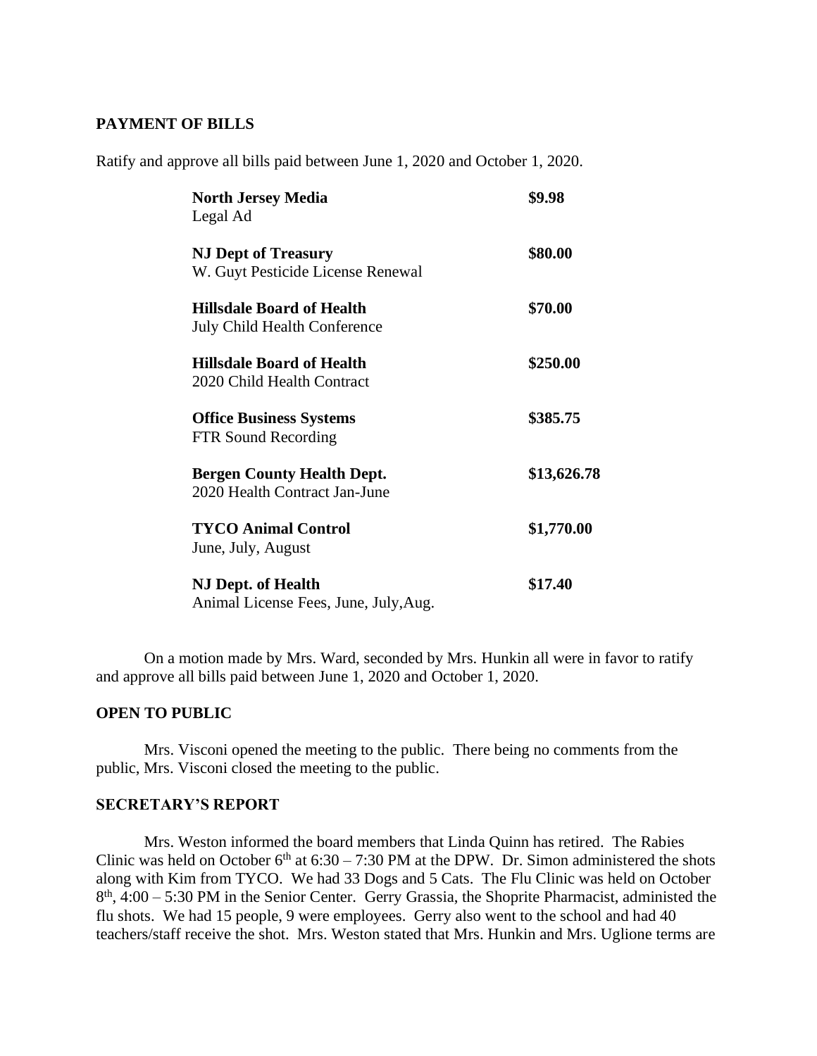## PAYMENT OF BILLS

Ratify and approve all bills paid between June 1, 2020 and October 1, 2020.

| | |
|---|---|
| **North Jersey Media**<br>Legal Ad | **$9.98** |
| **NJ Dept of Treasury**<br>W. Guyt Pesticide License Renewal | **$80.00** |
| **Hillsdale Board of Health**<br>July Child Health Conference | **$70.00** |
| **Hillsdale Board of Health**<br>2020 Child Health Contract | **$250.00** |
| **Office Business Systems**<br>FTR Sound Recording | **$385.75** |
| **Bergen County Health Dept.**<br>2020 Health Contract Jan-June | **$13,626.78** |
| **TYCO Animal Control**<br>June, July, August | **$1,770.00** |
| **NJ Dept. of Health**<br>Animal License Fees, June, July,Aug. | **$17.40** |

On a motion made by Mrs. Ward, seconded by Mrs. Hunkin all were in favor to ratify and approve all bills paid between June 1, 2020 and October 1, 2020.

## OPEN TO PUBLIC

Mrs. Visconi opened the meeting to the public. There being no comments from the public, Mrs. Visconi closed the meeting to the public.

## SECRETARY'S REPORT

Mrs. Weston informed the board members that Linda Quinn has retired. The Rabies Clinic was held on October 6th at 6:30 – 7:30 PM at the DPW. Dr. Simon administered the shots along with Kim from TYCO. We had 33 Dogs and 5 Cats. The Flu Clinic was held on October 8th, 4:00 – 5:30 PM in the Senior Center. Gerry Grassia, the Shoprite Pharmacist, administed the flu shots. We had 15 people, 9 were employees. Gerry also went to the school and had 40 teachers/staff receive the shot. Mrs. Weston stated that Mrs. Hunkin and Mrs. Uglione terms are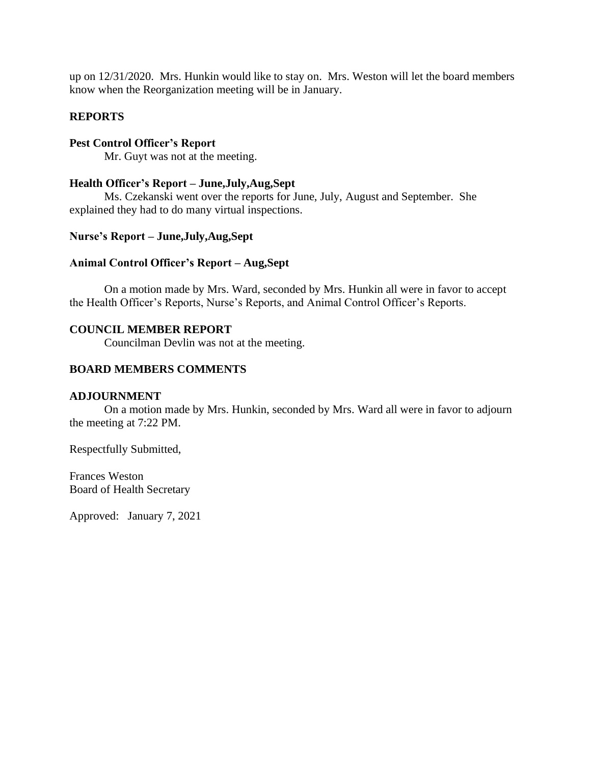up on 12/31/2020. Mrs. Hunkin would like to stay on. Mrs. Weston will let the board members know when the Reorganization meeting will be in January.

**REPORTS**

**Pest Control Officer's Report**

Mr. Guyt was not at the meeting.

**Health Officer's Report – June,July,Aug,Sept**

Ms. Czekanski went over the reports for June, July, August and September. She explained they had to do many virtual inspections.

**Nurse's Report – June,July,Aug,Sept**

**Animal Control Officer's Report – Aug,Sept**

On a motion made by Mrs. Ward, seconded by Mrs. Hunkin all were in favor to accept the Health Officer's Reports, Nurse's Reports, and Animal Control Officer's Reports.

**COUNCIL MEMBER REPORT**

Councilman Devlin was not at the meeting.

**BOARD MEMBERS COMMENTS**

**ADJOURNMENT**

On a motion made by Mrs. Hunkin, seconded by Mrs. Ward all were in favor to adjourn the meeting at 7:22 PM.

Respectfully Submitted,

Frances Weston
Board of Health Secretary

Approved: January 7, 2021